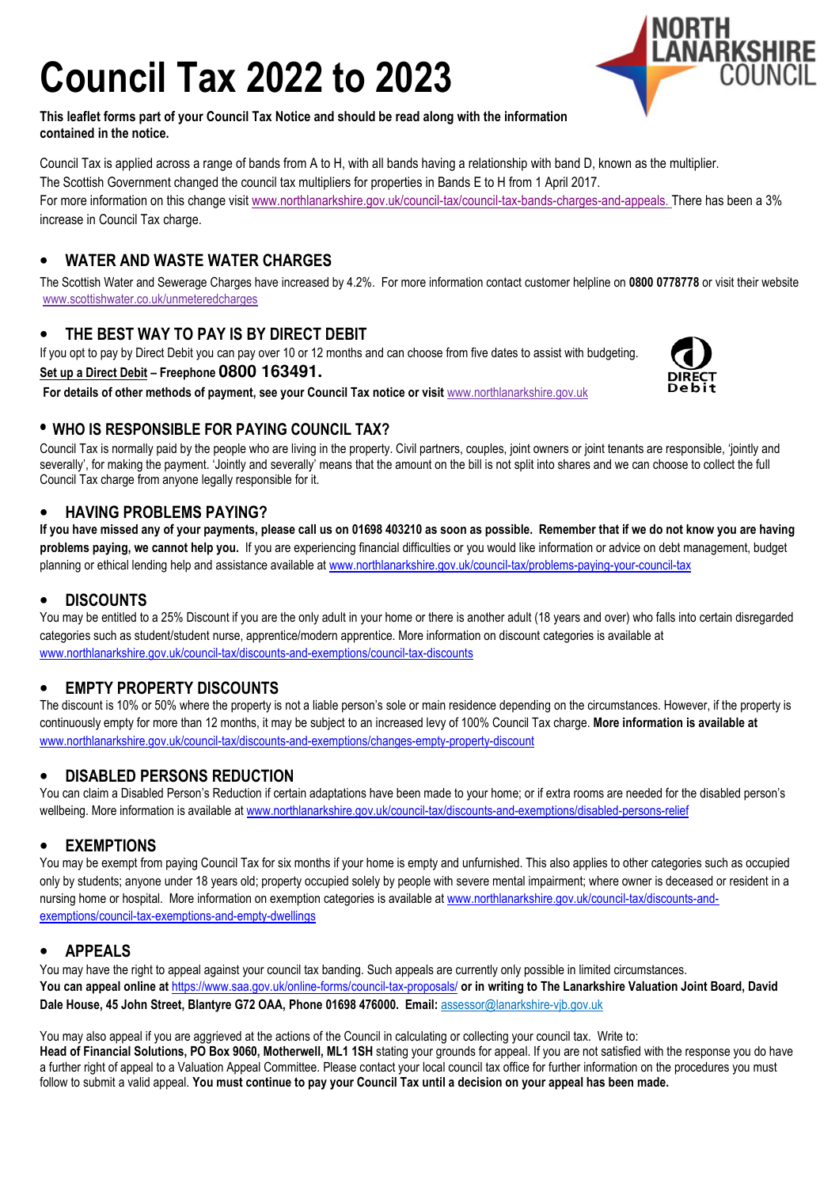# Council Tax 2022 to 2023

**This leaflet forms part of your Council Tax Notice and should be read along with the information contained in the notice.**

Council Tax is applied across a range of bands from A to H, with all bands having a relationship with band D, known as the multiplier. The Scottish Government changed the council tax multipliers for properties in Bands E to H from 1 April 2017. For more information on this change visit www.northlanarkshire.gov.uk/council-tax/council-tax-bands-charges-and-appeals. There has been a 3% increase in Council Tax charge.

## • WATER AND WASTE WATER CHARGES

The Scottish Water and Sewerage Charges have increased by 4.2%. For more information contact customer helpline on **0800 0778778** or visit their website www.scottishwater.co.uk/unmeteredcharges

## • THE BEST WAY TO PAY IS BY DIRECT DEBIT

If you opt to pay by Direct Debit you can pay over 10 or 12 months and can choose from five dates to assist with budgeting.

**Set up a Direct Debit – Freephone 0800 163491.**

**For details of other methods of payment, see your Council Tax notice or visit** www.northlanarkshire.gov.uk

## • WHO IS RESPONSIBLE FOR PAYING COUNCIL TAX?

Council Tax is normally paid by the people who are living in the property. Civil partners, couples, joint owners or joint tenants are responsible, 'jointly and severally', for making the payment. 'Jointly and severally' means that the amount on the bill is not split into shares and we can choose to collect the full Council Tax charge from anyone legally responsible for it.

## • HAVING PROBLEMS PAYING?

**If you have missed any of your payments, please call us on 01698 403210 as soon as possible. Remember that if we do not know you are having problems paying, we cannot help you.** If you are experiencing financial difficulties or you would like information or advice on debt management, budget planning or ethical lending help and assistance available at www.northlanarkshire.gov.uk/council-tax/problems-paying-your-council-tax

## • DISCOUNTS

You may be entitled to a 25% Discount if you are the only adult in your home or there is another adult (18 years and over) who falls into certain disregarded categories such as student/student nurse, apprentice/modern apprentice. More information on discount categories is available at www.northlanarkshire.gov.uk/council-tax/discounts-and-exemptions/council-tax-discounts

## • EMPTY PROPERTY DISCOUNTS

The discount is 10% or 50% where the property is not a liable person's sole or main residence depending on the circumstances. However, if the property is continuously empty for more than 12 months, it may be subject to an increased levy of 100% Council Tax charge. **More information is available at** www.northlanarkshire.gov.uk/council-tax/discounts-and-exemptions/changes-empty-property-discount

## • DISABLED PERSONS REDUCTION

You can claim a Disabled Person's Reduction if certain adaptations have been made to your home; or if extra rooms are needed for the disabled person's wellbeing. More information is available at www.northlanarkshire.gov.uk/council-tax/discounts-and-exemptions/disabled-persons-relief

## • EXEMPTIONS

You may be exempt from paying Council Tax for six months if your home is empty and unfurnished. This also applies to other categories such as occupied only by students; anyone under 18 years old; property occupied solely by people with severe mental impairment; where owner is deceased or resident in a nursing home or hospital. More information on exemption categories is available at www.northlanarkshire.gov.uk/council-tax/discounts-and-exemptions/council-tax-exemptions-and-empty-dwellings

## • APPEALS

You may have the right to appeal against your council tax banding. Such appeals are currently only possible in limited circumstances.

**You can appeal online at** https://www.saa.gov.uk/online-forms/council-tax-proposals/ **or in writing to The Lanarkshire Valuation Joint Board, David Dale House, 45 John Street, Blantyre G72 0AA, Phone 01698 476000. Email:** assessor@lanarkshire-vjb.gov.uk

You may also appeal if you are aggrieved at the actions of the Council in calculating or collecting your council tax. Write to:
**Head of Financial Solutions, PO Box 9060, Motherwell, ML1 1SH** stating your grounds for appeal. If you are not satisfied with the response you do have a further right of appeal to a Valuation Appeal Committee. Please contact your local council tax office for further information on the procedures you must follow to submit a valid appeal. **You must continue to pay your Council Tax until a decision on your appeal has been made.**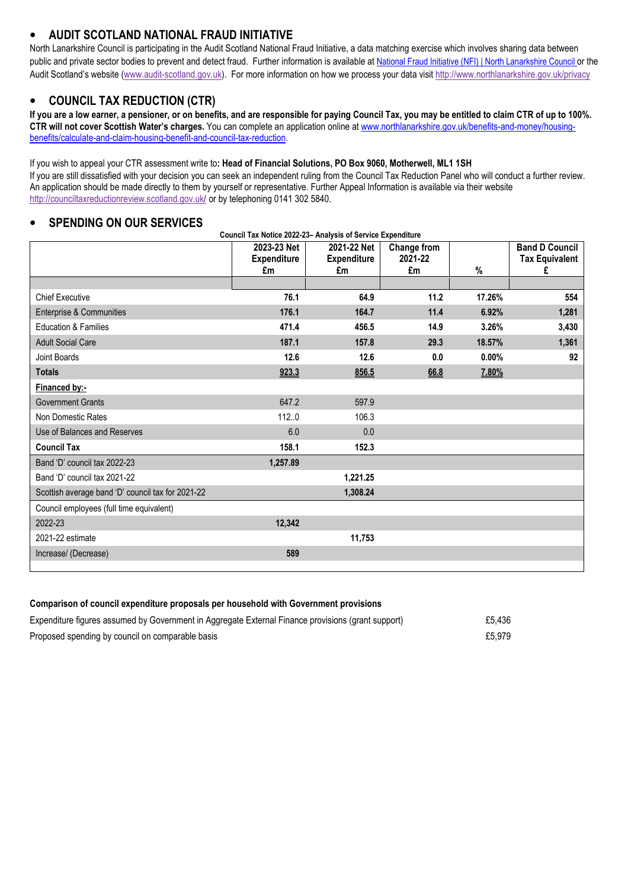## AUDIT SCOTLAND NATIONAL FRAUD INITIATIVE

North Lanarkshire Council is participating in the Audit Scotland National Fraud Initiative, a data matching exercise which involves sharing data between public and private sector bodies to prevent and detect fraud. Further information is available at National Fraud Initiative (NFI) | North Lanarkshire Council or the Audit Scotland's website (www.audit-scotland.gov.uk). For more information on how we process your data visit http://www.northlanarkshire.gov.uk/privacy

## COUNCIL TAX REDUCTION (CTR)

**If you are a low earner, a pensioner, or on benefits, and are responsible for paying Council Tax, you may be entitled to claim CTR of up to 100%. CTR will not cover Scottish Water's charges.** You can complete an application online at www.northlanarkshire.gov.uk/benefits-and-money/housing-benefits/calculate-and-claim-housing-benefit-and-council-tax-reduction.

If you wish to appeal your CTR assessment write to**: Head of Financial Solutions, PO Box 9060, Motherwell, ML1 1SH**

If you are still dissatisfied with your decision you can seek an independent ruling from the Council Tax Reduction Panel who will conduct a further review. An application should be made directly to them by yourself or representative. Further Appeal Information is available via their website http://counciltaxreductionreview.scotland.gov.uk/ or by telephoning 0141 302 5840.

## SPENDING ON OUR SERVICES

**Council Tax Notice 2022-23– Analysis of Service Expenditure**

| | 2023-23 Net Expenditure £m | 2021-22 Net Expenditure £m | Change from 2021-22 £m | % | Band D Council Tax Equivalent £ |
|---|---|---|---|---|---|
| Chief Executive | **76.1** | **64.9** | **11.2** | **17.26%** | **554** |
| Enterprise & Communities | **176.1** | **164.7** | **11.4** | **6.92%** | **1,281** |
| Education & Families | **471.4** | **456.5** | **14.9** | **3.26%** | **3,430** |
| Adult Social Care | **187.1** | **157.8** | **29.3** | **18.57%** | **1,361** |
| Joint Boards | **12.6** | **12.6** | **0.0** | **0.00%** | **92** |
| **Totals** | **923.3** | **856.5** | **66.8** | **7.80%** | |
| **Financed by:-** | | | | | |
| Government Grants | 647.2 | 597.9 | | | |
| Non Domestic Rates | 112..0 | 106.3 | | | |
| Use of Balances and Reserves | 6.0 | 0.0 | | | |
| **Council Tax** | **158.1** | **152.3** | | | |
| Band 'D' council tax 2022-23 | **1,257.89** | | | | |
| Band 'D' council tax 2021-22 | | **1,221.25** | | | |
| Scottish average band 'D' council tax for 2021-22 | | **1,308.24** | | | |
| Council employees (full time equivalent) | | | | | |
| 2022-23 | **12,342** | | | | |
| 2021-22 estimate | | **11,753** | | | |
| Increase/ (Decrease) | **589** | | | | |

**Comparison of council expenditure proposals per household with Government provisions**

| | |
|---|---|
| Expenditure figures assumed by Government in Aggregate External Finance provisions (grant support) | £5,436 |
| Proposed spending by council on comparable basis | £5,979 |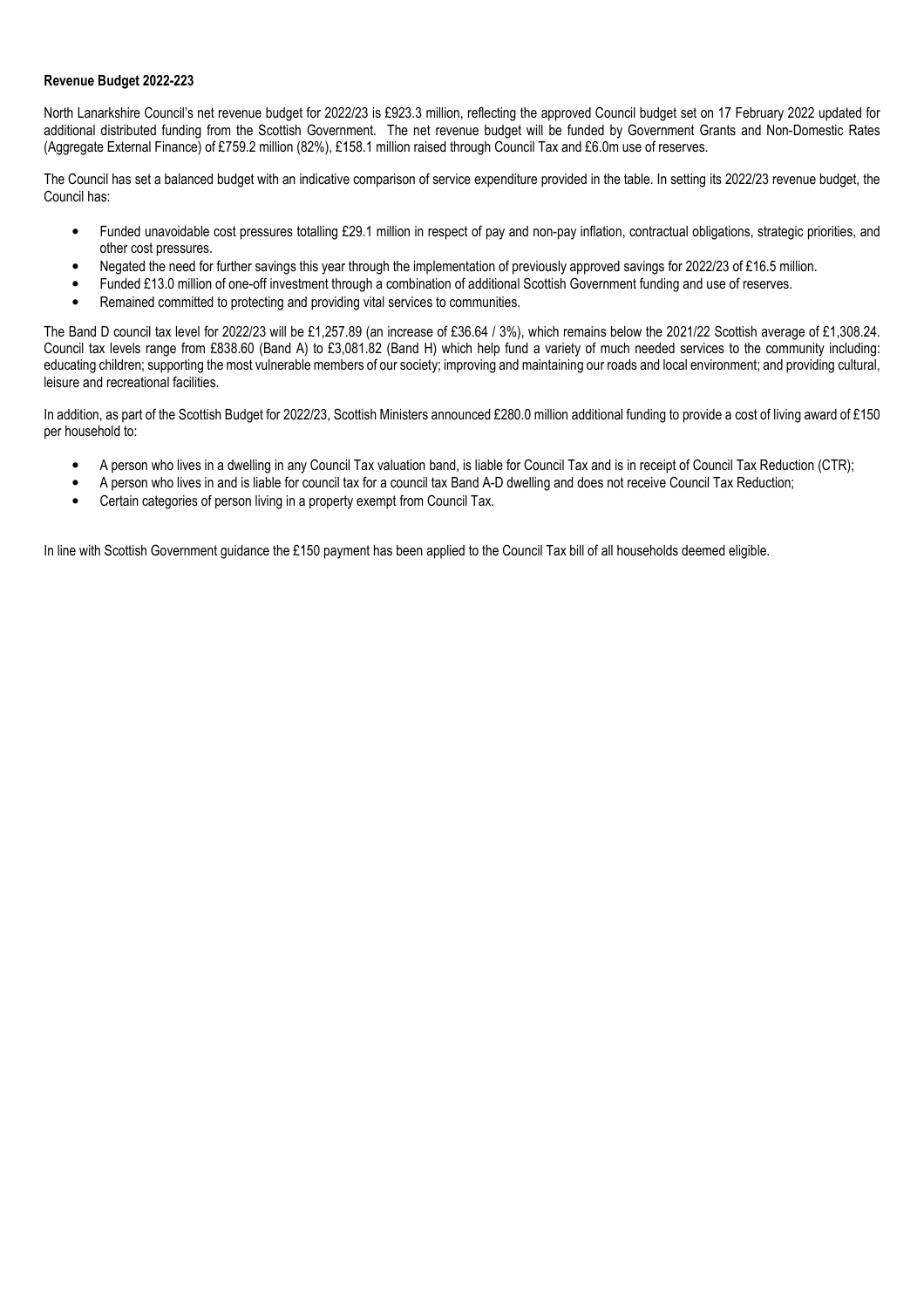**Revenue Budget 2022-223**

North Lanarkshire Council's net revenue budget for 2022/23 is £923.3 million, reflecting the approved Council budget set on 17 February 2022 updated for additional distributed funding from the Scottish Government. The net revenue budget will be funded by Government Grants and Non-Domestic Rates (Aggregate External Finance) of £759.2 million (82%), £158.1 million raised through Council Tax and £6.0m use of reserves.

The Council has set a balanced budget with an indicative comparison of service expenditure provided in the table. In setting its 2022/23 revenue budget, the Council has:

- Funded unavoidable cost pressures totalling £29.1 million in respect of pay and non-pay inflation, contractual obligations, strategic priorities, and other cost pressures.
- Negated the need for further savings this year through the implementation of previously approved savings for 2022/23 of £16.5 million.
- Funded £13.0 million of one-off investment through a combination of additional Scottish Government funding and use of reserves.
- Remained committed to protecting and providing vital services to communities.

The Band D council tax level for 2022/23 will be £1,257.89 (an increase of £36.64 / 3%), which remains below the 2021/22 Scottish average of £1,308.24. Council tax levels range from £838.60 (Band A) to £3,081.82 (Band H) which help fund a variety of much needed services to the community including: educating children; supporting the most vulnerable members of our society; improving and maintaining our roads and local environment; and providing cultural, leisure and recreational facilities.

In addition, as part of the Scottish Budget for 2022/23, Scottish Ministers announced £280.0 million additional funding to provide a cost of living award of £150 per household to:

- A person who lives in a dwelling in any Council Tax valuation band, is liable for Council Tax and is in receipt of Council Tax Reduction (CTR);
- A person who lives in and is liable for council tax for a council tax Band A-D dwelling and does not receive Council Tax Reduction;
- Certain categories of person living in a property exempt from Council Tax.

In line with Scottish Government guidance the £150 payment has been applied to the Council Tax bill of all households deemed eligible.